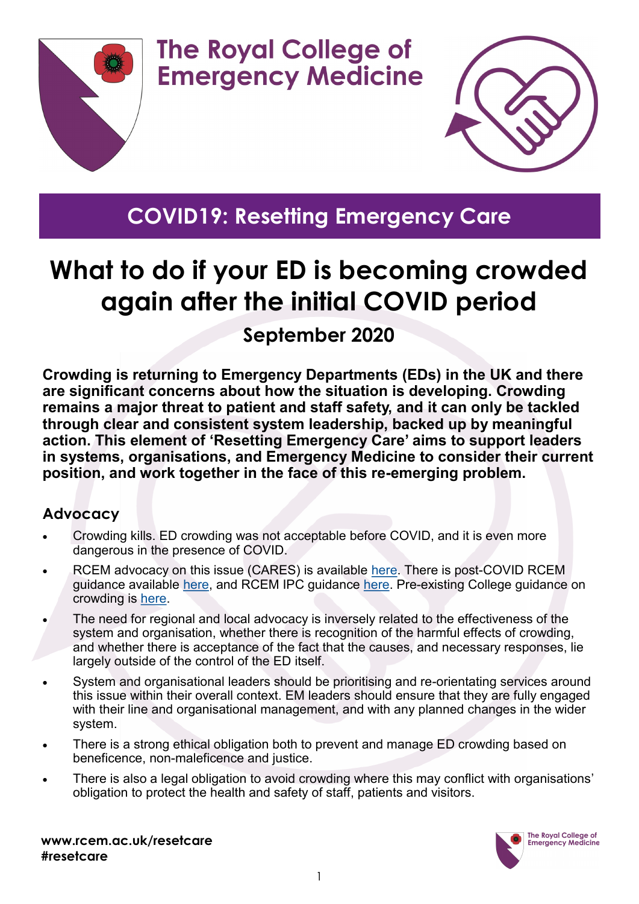# The Royal College of Emergency Medicine

## COVID19: Resetting Emergency Care

# What to do if your ED is becoming crowded again after the initial COVID period

### September 2020

**Crowding is returning to Emergency Departments (EDs) in the UK and there are significant concerns about how the situation is developing. Crowding remains a major threat to patient and staff safety, and it can only be tackled through clear and consistent system leadership, backed up by meaningful action. This element of 'Resetting Emergency Care' aims to support leaders in systems, organisations, and Emergency Medicine to consider their current position, and work together in the face of this re-emerging problem.**

## Advocacy

- Crowding kills. ED crowding was not acceptable before COVID, and it is even more dangerous in the presence of COVID.
- RCEM advocacy on this issue (CARES) is available here. There is post-COVID RCEM guidance available here, and RCEM IPC guidance here. Pre-existing College guidance on crowding is here.
- The need for regional and local advocacy is inversely related to the effectiveness of the system and organisation, whether there is recognition of the harmful effects of crowding, and whether there is acceptance of the fact that the causes, and necessary responses, lie largely outside of the control of the ED itself.
- System and organisational leaders should be prioritising and re-orientating services around this issue within their overall context. EM leaders should ensure that they are fully engaged with their line and organisational management, and with any planned changes in the wider system.
- There is a strong ethical obligation both to prevent and manage ED crowding based on beneficence, non-maleficence and justice.
- There is also a legal obligation to avoid crowding where this may conflict with organisations' obligation to protect the health and safety of staff, patients and visitors.

**www.rcem.ac.uk/resetcare**
**#resetcare**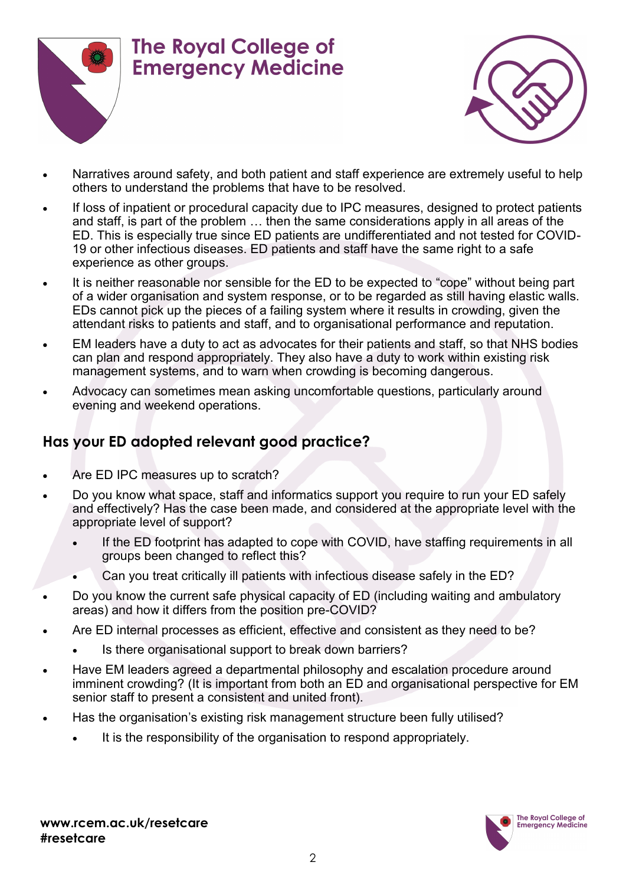- Narratives around safety, and both patient and staff experience are extremely useful to help others to understand the problems that have to be resolved.
- If loss of inpatient or procedural capacity due to IPC measures, designed to protect patients and staff, is part of the problem … then the same considerations apply in all areas of the ED. This is especially true since ED patients are undifferentiated and not tested for COVID-19 or other infectious diseases. ED patients and staff have the same right to a safe experience as other groups.
- It is neither reasonable nor sensible for the ED to be expected to "cope" without being part of a wider organisation and system response, or to be regarded as still having elastic walls. EDs cannot pick up the pieces of a failing system where it results in crowding, given the attendant risks to patients and staff, and to organisational performance and reputation.
- EM leaders have a duty to act as advocates for their patients and staff, so that NHS bodies can plan and respond appropriately. They also have a duty to work within existing risk management systems, and to warn when crowding is becoming dangerous.
- Advocacy can sometimes mean asking uncomfortable questions, particularly around evening and weekend operations.

## Has your ED adopted relevant good practice?

- Are ED IPC measures up to scratch?
- Do you know what space, staff and informatics support you require to run your ED safely and effectively? Has the case been made, and considered at the appropriate level with the appropriate level of support?
  - If the ED footprint has adapted to cope with COVID, have staffing requirements in all groups been changed to reflect this?
  - Can you treat critically ill patients with infectious disease safely in the ED?
- Do you know the current safe physical capacity of ED (including waiting and ambulatory areas) and how it differs from the position pre-COVID?
- Are ED internal processes as efficient, effective and consistent as they need to be?
  - Is there organisational support to break down barriers?
- Have EM leaders agreed a departmental philosophy and escalation procedure around imminent crowding? (It is important from both an ED and organisational perspective for EM senior staff to present a consistent and united front).
- Has the organisation's existing risk management structure been fully utilised?
  - It is the responsibility of the organisation to respond appropriately.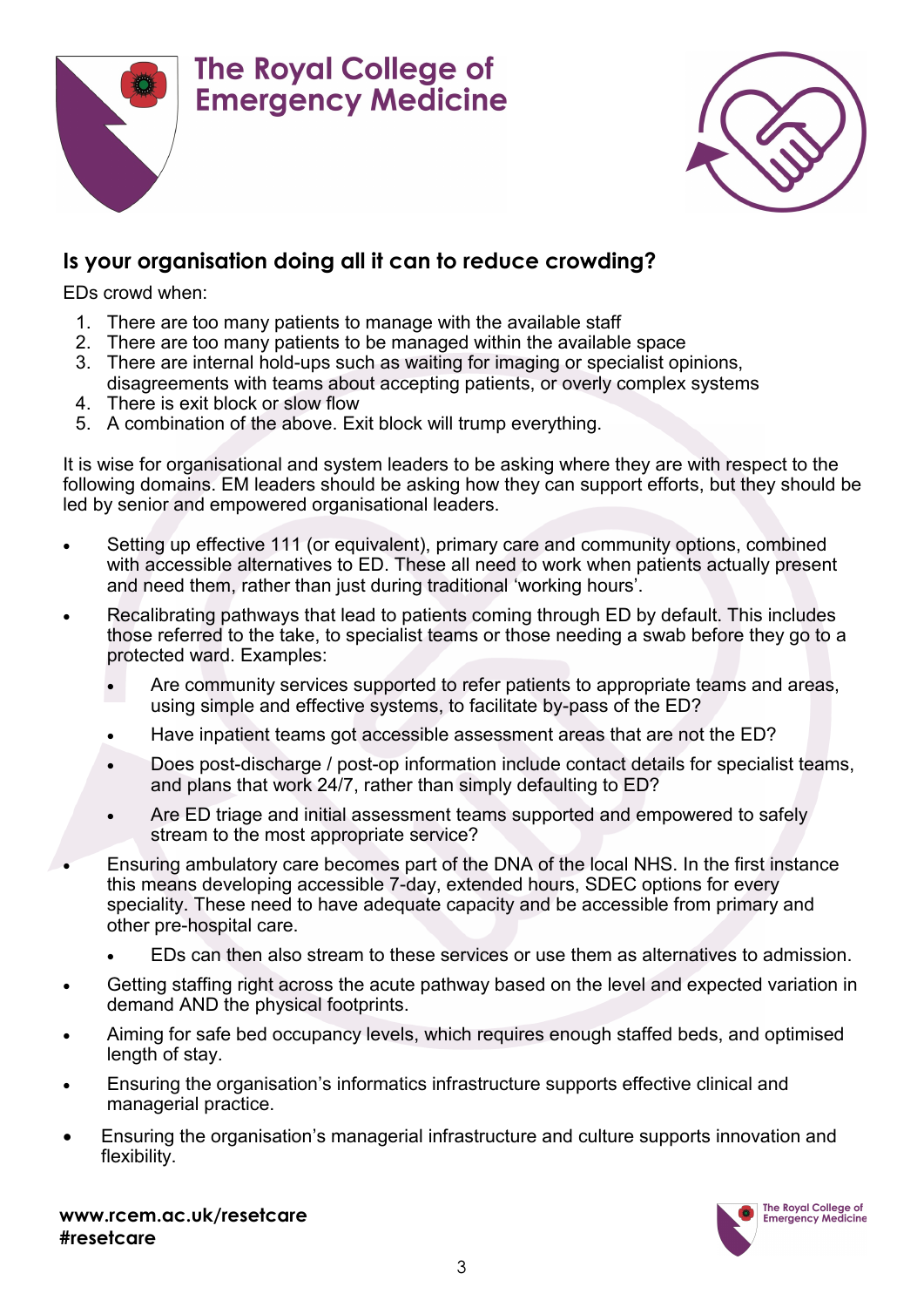## Is your organisation doing all it can to reduce crowding?

EDs crowd when:

1. There are too many patients to manage with the available staff
2. There are too many patients to be managed within the available space
3. There are internal hold-ups such as waiting for imaging or specialist opinions, disagreements with teams about accepting patients, or overly complex systems
4. There is exit block or slow flow
5. A combination of the above. Exit block will trump everything.

It is wise for organisational and system leaders to be asking where they are with respect to the following domains. EM leaders should be asking how they can support efforts, but they should be led by senior and empowered organisational leaders.

- Setting up effective 111 (or equivalent), primary care and community options, combined with accessible alternatives to ED. These all need to work when patients actually present and need them, rather than just during traditional 'working hours'.
- Recalibrating pathways that lead to patients coming through ED by default. This includes those referred to the take, to specialist teams or those needing a swab before they go to a protected ward. Examples:
    - Are community services supported to refer patients to appropriate teams and areas, using simple and effective systems, to facilitate by-pass of the ED?
    - Have inpatient teams got accessible assessment areas that are not the ED?
    - Does post-discharge / post-op information include contact details for specialist teams, and plans that work 24/7, rather than simply defaulting to ED?
    - Are ED triage and initial assessment teams supported and empowered to safely stream to the most appropriate service?
- Ensuring ambulatory care becomes part of the DNA of the local NHS. In the first instance this means developing accessible 7-day, extended hours, SDEC options for every speciality. These need to have adequate capacity and be accessible from primary and other pre-hospital care.
    - EDs can then also stream to these services or use them as alternatives to admission.
- Getting staffing right across the acute pathway based on the level and expected variation in demand AND the physical footprints.
- Aiming for safe bed occupancy levels, which requires enough staffed beds, and optimised length of stay.
- Ensuring the organisation's informatics infrastructure supports effective clinical and managerial practice.
- Ensuring the organisation's managerial infrastructure and culture supports innovation and flexibility.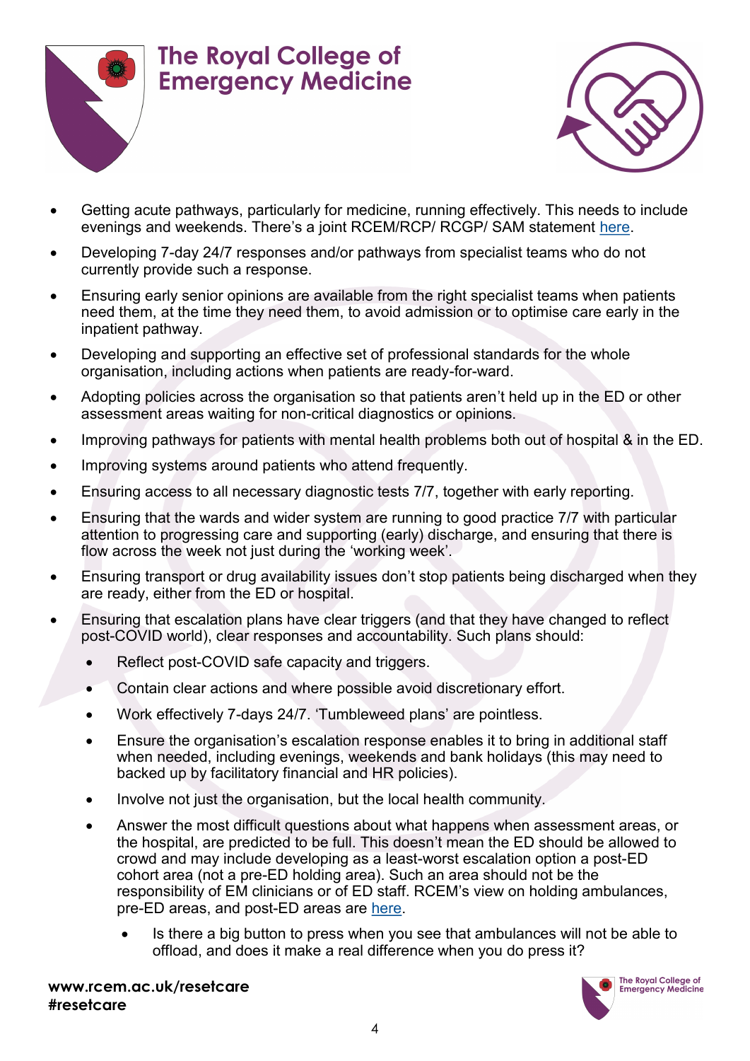- Getting acute pathways, particularly for medicine, running effectively. This needs to include evenings and weekends. There's a joint RCEM/RCP/ RCGP/ SAM statement here.
- Developing 7-day 24/7 responses and/or pathways from specialist teams who do not currently provide such a response.
- Ensuring early senior opinions are available from the right specialist teams when patients need them, at the time they need them, to avoid admission or to optimise care early in the inpatient pathway.
- Developing and supporting an effective set of professional standards for the whole organisation, including actions when patients are ready-for-ward.
- Adopting policies across the organisation so that patients aren't held up in the ED or other assessment areas waiting for non-critical diagnostics or opinions.
- Improving pathways for patients with mental health problems both out of hospital & in the ED.
- Improving systems around patients who attend frequently.
- Ensuring access to all necessary diagnostic tests 7/7, together with early reporting.
- Ensuring that the wards and wider system are running to good practice 7/7 with particular attention to progressing care and supporting (early) discharge, and ensuring that there is flow across the week not just during the 'working week'.
- Ensuring transport or drug availability issues don't stop patients being discharged when they are ready, either from the ED or hospital.
- Ensuring that escalation plans have clear triggers (and that they have changed to reflect post-COVID world), clear responses and accountability. Such plans should:
  - Reflect post-COVID safe capacity and triggers.
  - Contain clear actions and where possible avoid discretionary effort.
  - Work effectively 7-days 24/7. 'Tumbleweed plans' are pointless.
  - Ensure the organisation's escalation response enables it to bring in additional staff when needed, including evenings, weekends and bank holidays (this may need to backed up by facilitatory financial and HR policies).
  - Involve not just the organisation, but the local health community.
  - Answer the most difficult questions about what happens when assessment areas, or the hospital, are predicted to be full. This doesn't mean the ED should be allowed to crowd and may include developing as a least-worst escalation option a post-ED cohort area (not a pre-ED holding area). Such an area should not be the responsibility of EM clinicians or of ED staff. RCEM's view on holding ambulances, pre-ED areas, and post-ED areas are here.
    - Is there a big button to press when you see that ambulances will not be able to offload, and does it make a real difference when you do press it?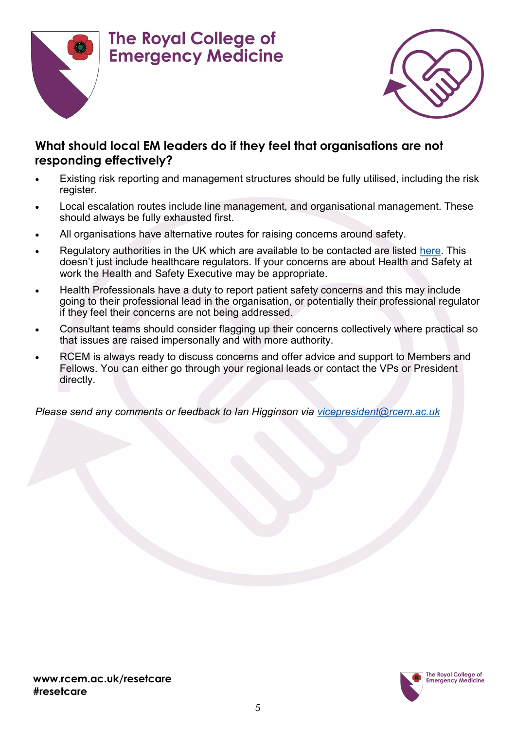## What should local EM leaders do if they feel that organisations are not responding effectively?

- Existing risk reporting and management structures should be fully utilised, including the risk register.
- Local escalation routes include line management, and organisational management. These should always be fully exhausted first.
- All organisations have alternative routes for raising concerns around safety.
- Regulatory authorities in the UK which are available to be contacted are listed here. This doesn't just include healthcare regulators. If your concerns are about Health and Safety at work the Health and Safety Executive may be appropriate.
- Health Professionals have a duty to report patient safety concerns and this may include going to their professional lead in the organisation, or potentially their professional regulator if they feel their concerns are not being addressed.
- Consultant teams should consider flagging up their concerns collectively where practical so that issues are raised impersonally and with more authority.
- RCEM is always ready to discuss concerns and offer advice and support to Members and Fellows. You can either go through your regional leads or contact the VPs or President directly.

*Please send any comments or feedback to Ian Higginson via vicepresident@rcem.ac.uk*

**www.rcem.ac.uk/resetcare**
**#resetcare**